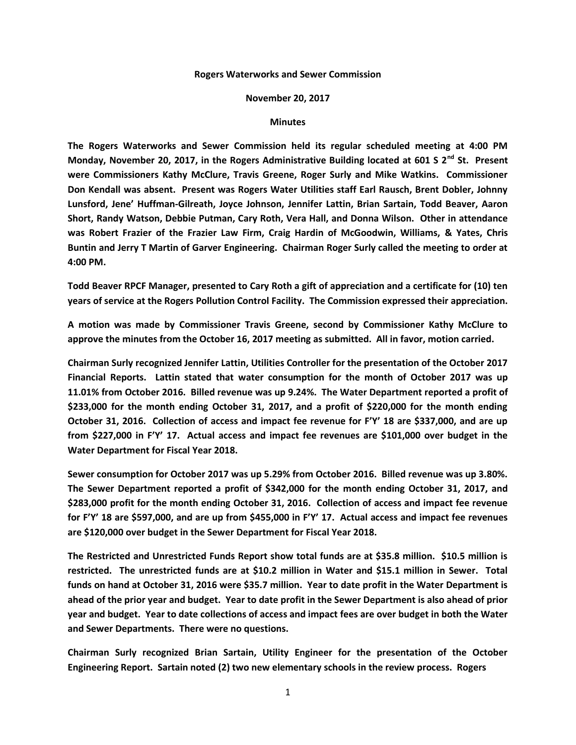**Rogers Waterworks and Sewer Commission**

**November 20, 2017**

**Minutes**

**The Rogers Waterworks and Sewer Commission held its regular scheduled meeting at 4:00 PM Monday, November 20, 2017, in the Rogers Administrative Building located at 601 S 2nd St. Present were Commissioners Kathy McClure, Travis Greene, Roger Surly and Mike Watkins. Commissioner Don Kendall was absent. Present was Rogers Water Utilities staff Earl Rausch, Brent Dobler, Johnny Lunsford, Jene' Huffman-Gilreath, Joyce Johnson, Jennifer Lattin, Brian Sartain, Todd Beaver, Aaron Short, Randy Watson, Debbie Putman, Cary Roth, Vera Hall, and Donna Wilson. Other in attendance was Robert Frazier of the Frazier Law Firm, Craig Hardin of McGoodwin, Williams, & Yates, Chris Buntin and Jerry T Martin of Garver Engineering. Chairman Roger Surly called the meeting to order at 4:00 PM.**

**Todd Beaver RPCF Manager, presented to Cary Roth a gift of appreciation and a certificate for (10) ten years of service at the Rogers Pollution Control Facility. The Commission expressed their appreciation.**

**A motion was made by Commissioner Travis Greene, second by Commissioner Kathy McClure to approve the minutes from the October 16, 2017 meeting as submitted. All in favor, motion carried.**

**Chairman Surly recognized Jennifer Lattin, Utilities Controller for the presentation of the October 2017 Financial Reports. Lattin stated that water consumption for the month of October 2017 was up 11.01% from October 2016. Billed revenue was up 9.24%. The Water Department reported a profit of $233,000 for the month ending October 31, 2017, and a profit of $220,000 for the month ending October 31, 2016. Collection of access and impact fee revenue for F'Y' 18 are $337,000, and are up from $227,000 in F'Y' 17. Actual access and impact fee revenues are $101,000 over budget in the Water Department for Fiscal Year 2018.**

**Sewer consumption for October 2017 was up 5.29% from October 2016. Billed revenue was up 3.80%. The Sewer Department reported a profit of $342,000 for the month ending October 31, 2017, and $283,000 profit for the month ending October 31, 2016. Collection of access and impact fee revenue for F'Y' 18 are $597,000, and are up from $455,000 in F'Y' 17. Actual access and impact fee revenues are $120,000 over budget in the Sewer Department for Fiscal Year 2018.**

**The Restricted and Unrestricted Funds Report show total funds are at $35.8 million. $10.5 million is restricted. The unrestricted funds are at $10.2 million in Water and $15.1 million in Sewer. Total funds on hand at October 31, 2016 were $35.7 million. Year to date profit in the Water Department is ahead of the prior year and budget. Year to date profit in the Sewer Department is also ahead of prior year and budget. Year to date collections of access and impact fees are over budget in both the Water and Sewer Departments. There were no questions.**

**Chairman Surly recognized Brian Sartain, Utility Engineer for the presentation of the October Engineering Report. Sartain noted (2) two new elementary schools in the review process. Rogers**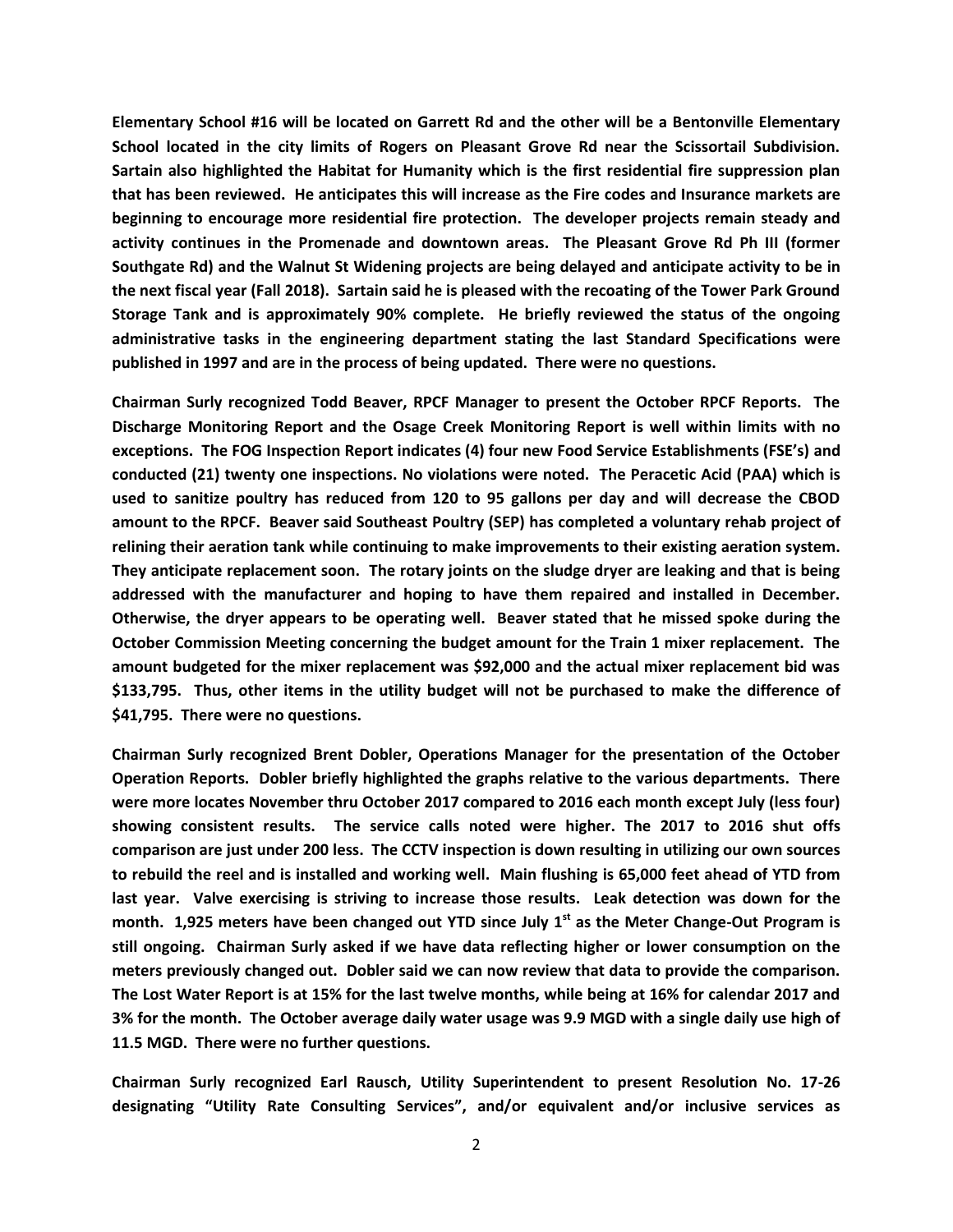**Elementary School #16 will be located on Garrett Rd and the other will be a Bentonville Elementary School located in the city limits of Rogers on Pleasant Grove Rd near the Scissortail Subdivision. Sartain also highlighted the Habitat for Humanity which is the first residential fire suppression plan that has been reviewed. He anticipates this will increase as the Fire codes and Insurance markets are beginning to encourage more residential fire protection. The developer projects remain steady and activity continues in the Promenade and downtown areas. The Pleasant Grove Rd Ph III (former Southgate Rd) and the Walnut St Widening projects are being delayed and anticipate activity to be in the next fiscal year (Fall 2018). Sartain said he is pleased with the recoating of the Tower Park Ground Storage Tank and is approximately 90% complete. He briefly reviewed the status of the ongoing administrative tasks in the engineering department stating the last Standard Specifications were published in 1997 and are in the process of being updated. There were no questions.**

**Chairman Surly recognized Todd Beaver, RPCF Manager to present the October RPCF Reports. The Discharge Monitoring Report and the Osage Creek Monitoring Report is well within limits with no exceptions. The FOG Inspection Report indicates (4) four new Food Service Establishments (FSE's) and conducted (21) twenty one inspections. No violations were noted. The Peracetic Acid (PAA) which is used to sanitize poultry has reduced from 120 to 95 gallons per day and will decrease the CBOD amount to the RPCF. Beaver said Southeast Poultry (SEP) has completed a voluntary rehab project of relining their aeration tank while continuing to make improvements to their existing aeration system. They anticipate replacement soon. The rotary joints on the sludge dryer are leaking and that is being addressed with the manufacturer and hoping to have them repaired and installed in December. Otherwise, the dryer appears to be operating well. Beaver stated that he missed spoke during the October Commission Meeting concerning the budget amount for the Train 1 mixer replacement. The amount budgeted for the mixer replacement was $92,000 and the actual mixer replacement bid was $133,795. Thus, other items in the utility budget will not be purchased to make the difference of $41,795. There were no questions.**

**Chairman Surly recognized Brent Dobler, Operations Manager for the presentation of the October Operation Reports. Dobler briefly highlighted the graphs relative to the various departments. There were more locates November thru October 2017 compared to 2016 each month except July (less four) showing consistent results. The service calls noted were higher. The 2017 to 2016 shut offs comparison are just under 200 less. The CCTV inspection is down resulting in utilizing our own sources to rebuild the reel and is installed and working well. Main flushing is 65,000 feet ahead of YTD from last year. Valve exercising is striving to increase those results. Leak detection was down for the month. 1,925 meters have been changed out YTD since July 1st as the Meter Change-Out Program is still ongoing. Chairman Surly asked if we have data reflecting higher or lower consumption on the meters previously changed out. Dobler said we can now review that data to provide the comparison. The Lost Water Report is at 15% for the last twelve months, while being at 16% for calendar 2017 and 3% for the month. The October average daily water usage was 9.9 MGD with a single daily use high of 11.5 MGD. There were no further questions.**

**Chairman Surly recognized Earl Rausch, Utility Superintendent to present Resolution No. 17-26 designating "Utility Rate Consulting Services", and/or equivalent and/or inclusive services as**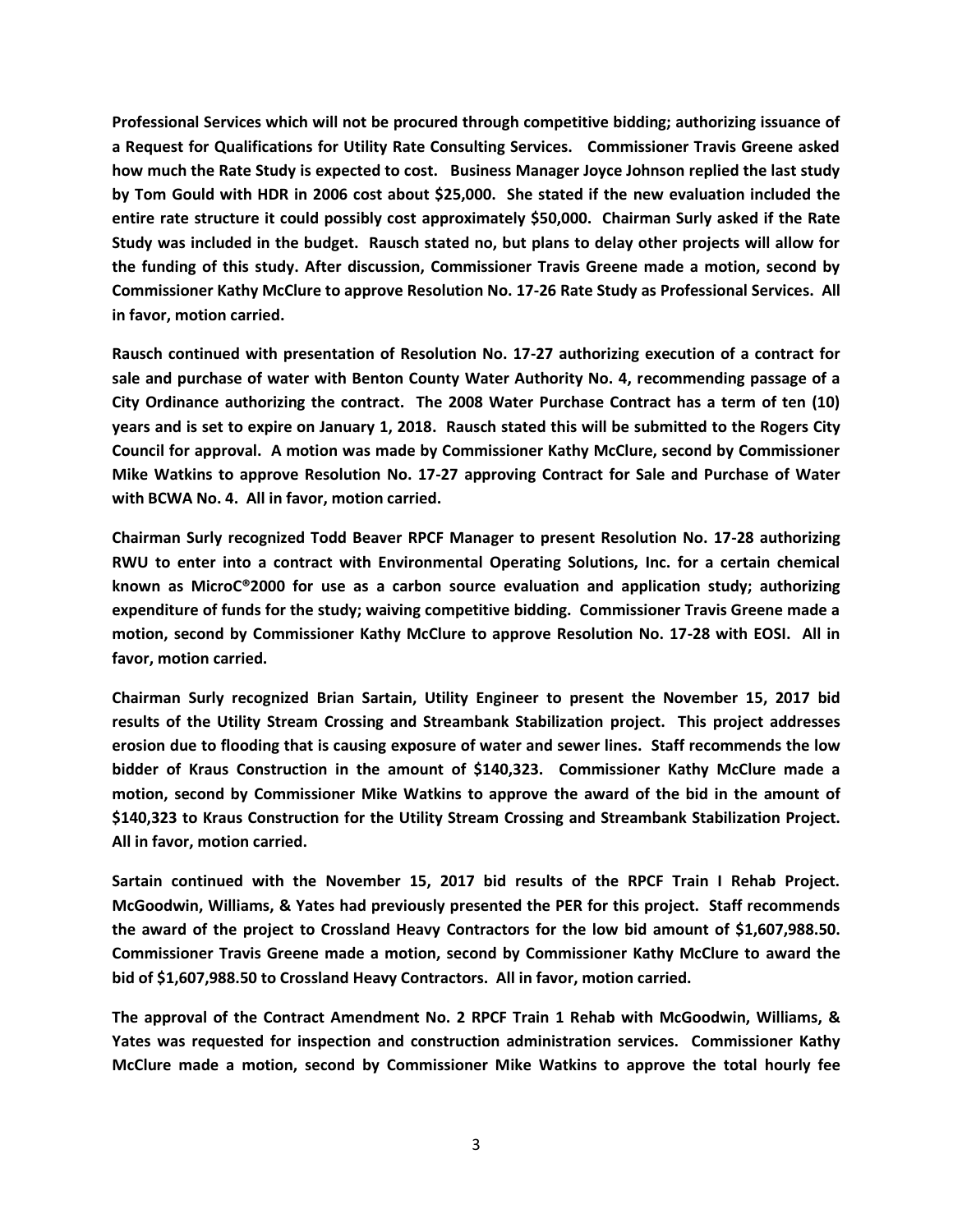**Professional Services which will not be procured through competitive bidding; authorizing issuance of a Request for Qualifications for Utility Rate Consulting Services. Commissioner Travis Greene asked how much the Rate Study is expected to cost. Business Manager Joyce Johnson replied the last study by Tom Gould with HDR in 2006 cost about $25,000. She stated if the new evaluation included the entire rate structure it could possibly cost approximately $50,000. Chairman Surly asked if the Rate Study was included in the budget. Rausch stated no, but plans to delay other projects will allow for the funding of this study. After discussion, Commissioner Travis Greene made a motion, second by Commissioner Kathy McClure to approve Resolution No. 17-26 Rate Study as Professional Services. All in favor, motion carried.**

**Rausch continued with presentation of Resolution No. 17-27 authorizing execution of a contract for sale and purchase of water with Benton County Water Authority No. 4, recommending passage of a City Ordinance authorizing the contract. The 2008 Water Purchase Contract has a term of ten (10) years and is set to expire on January 1, 2018. Rausch stated this will be submitted to the Rogers City Council for approval. A motion was made by Commissioner Kathy McClure, second by Commissioner Mike Watkins to approve Resolution No. 17-27 approving Contract for Sale and Purchase of Water with BCWA No. 4. All in favor, motion carried.**

**Chairman Surly recognized Todd Beaver RPCF Manager to present Resolution No. 17-28 authorizing RWU to enter into a contract with Environmental Operating Solutions, Inc. for a certain chemical known as MicroC®2000 for use as a carbon source evaluation and application study; authorizing expenditure of funds for the study; waiving competitive bidding. Commissioner Travis Greene made a motion, second by Commissioner Kathy McClure to approve Resolution No. 17-28 with EOSI. All in favor, motion carried.**

**Chairman Surly recognized Brian Sartain, Utility Engineer to present the November 15, 2017 bid results of the Utility Stream Crossing and Streambank Stabilization project. This project addresses erosion due to flooding that is causing exposure of water and sewer lines. Staff recommends the low bidder of Kraus Construction in the amount of $140,323. Commissioner Kathy McClure made a motion, second by Commissioner Mike Watkins to approve the award of the bid in the amount of $140,323 to Kraus Construction for the Utility Stream Crossing and Streambank Stabilization Project. All in favor, motion carried.**

**Sartain continued with the November 15, 2017 bid results of the RPCF Train I Rehab Project. McGoodwin, Williams, & Yates had previously presented the PER for this project. Staff recommends the award of the project to Crossland Heavy Contractors for the low bid amount of $1,607,988.50. Commissioner Travis Greene made a motion, second by Commissioner Kathy McClure to award the bid of $1,607,988.50 to Crossland Heavy Contractors. All in favor, motion carried.**

**The approval of the Contract Amendment No. 2 RPCF Train 1 Rehab with McGoodwin, Williams, & Yates was requested for inspection and construction administration services. Commissioner Kathy McClure made a motion, second by Commissioner Mike Watkins to approve the total hourly fee**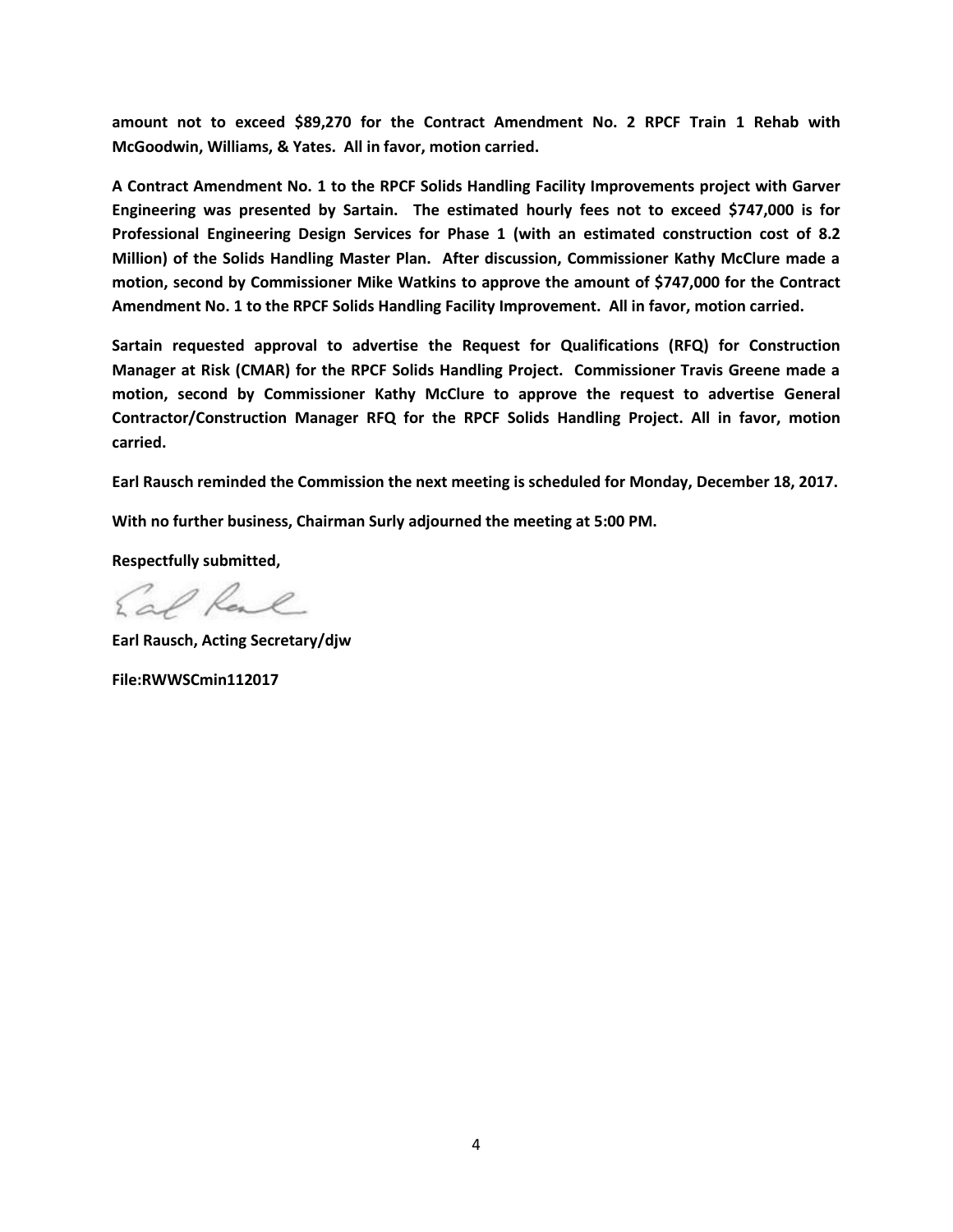**amount not to exceed $89,270 for the Contract Amendment No. 2 RPCF Train 1 Rehab with McGoodwin, Williams, & Yates. All in favor, motion carried.**

**A Contract Amendment No. 1 to the RPCF Solids Handling Facility Improvements project with Garver Engineering was presented by Sartain. The estimated hourly fees not to exceed $747,000 is for Professional Engineering Design Services for Phase 1 (with an estimated construction cost of 8.2 Million) of the Solids Handling Master Plan. After discussion, Commissioner Kathy McClure made a motion, second by Commissioner Mike Watkins to approve the amount of $747,000 for the Contract Amendment No. 1 to the RPCF Solids Handling Facility Improvement. All in favor, motion carried.**

**Sartain requested approval to advertise the Request for Qualifications (RFQ) for Construction Manager at Risk (CMAR) for the RPCF Solids Handling Project. Commissioner Travis Greene made a motion, second by Commissioner Kathy McClure to approve the request to advertise General Contractor/Construction Manager RFQ for the RPCF Solids Handling Project. All in favor, motion carried.**

**Earl Rausch reminded the Commission the next meeting is scheduled for Monday, December 18, 2017.**

**With no further business, Chairman Surly adjourned the meeting at 5:00 PM.**

**Respectfully submitted,**

**Earl Rausch, Acting Secretary/djw**

**File:RWWSCmin112017**